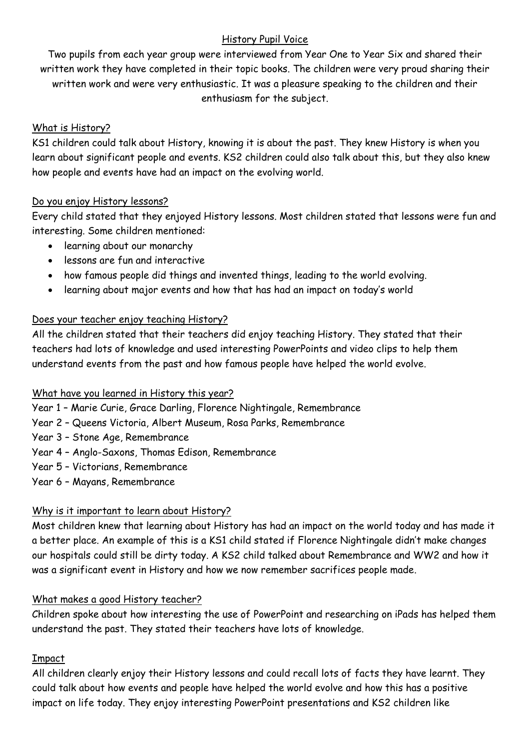# History Pupil Voice

Two pupils from each year group were interviewed from Year One to Year Six and shared their written work they have completed in their topic books. The children were very proud sharing their written work and were very enthusiastic. It was a pleasure speaking to the children and their enthusiasm for the subject.

## What is History?

KS1 children could talk about History, knowing it is about the past. They knew History is when you learn about significant people and events. KS2 children could also talk about this, but they also knew how people and events have had an impact on the evolving world.

## Do you enjoy History lessons?

Every child stated that they enjoyed History lessons. Most children stated that lessons were fun and interesting. Some children mentioned:

- learning about our monarchy
- lessons are fun and interactive
- how famous people did things and invented things, leading to the world evolving.
- learning about major events and how that has had an impact on today's world

## Does your teacher enjoy teaching History?

All the children stated that their teachers did enjoy teaching History. They stated that their teachers had lots of knowledge and used interesting PowerPoints and video clips to help them understand events from the past and how famous people have helped the world evolve.

## What have you learned in History this year?

Year 1 – Marie Curie, Grace Darling, Florence Nightingale, Remembrance
Year 2 – Queens Victoria, Albert Museum, Rosa Parks, Remembrance
Year 3 – Stone Age, Remembrance
Year 4 – Anglo-Saxons, Thomas Edison, Remembrance
Year 5 – Victorians, Remembrance
Year 6 – Mayans, Remembrance

## Why is it important to learn about History?

Most children knew that learning about History has had an impact on the world today and has made it a better place. An example of this is a KS1 child stated if Florence Nightingale didn't make changes our hospitals could still be dirty today. A KS2 child talked about Remembrance and WW2 and how it was a significant event in History and how we now remember sacrifices people made.

## What makes a good History teacher?

Children spoke about how interesting the use of PowerPoint and researching on iPads has helped them understand the past. They stated their teachers have lots of knowledge.

## Impact

All children clearly enjoy their History lessons and could recall lots of facts they have learnt. They could talk about how events and people have helped the world evolve and how this has a positive impact on life today. They enjoy interesting PowerPoint presentations and KS2 children like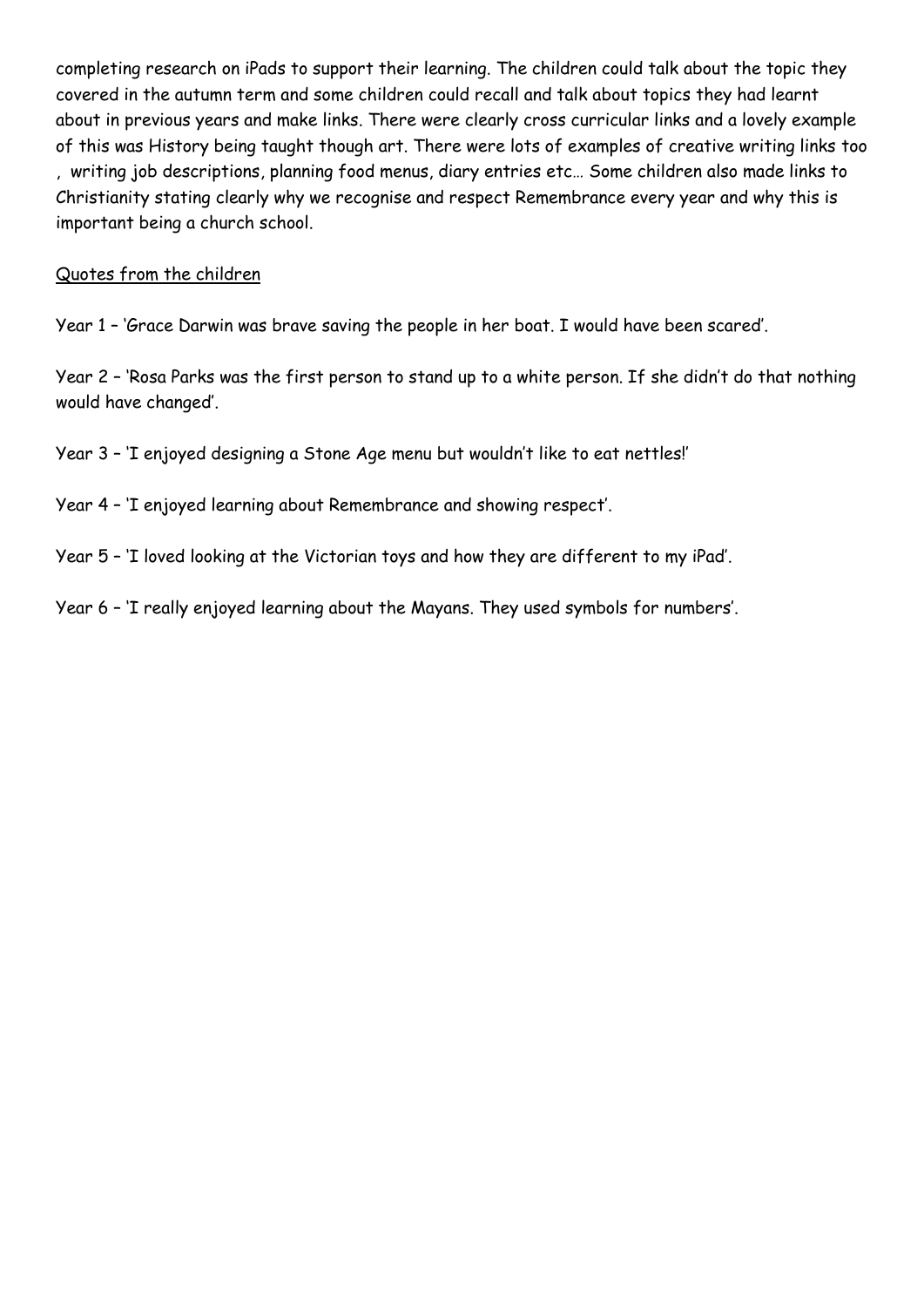completing research on iPads to support their learning. The children could talk about the topic they covered in the autumn term and some children could recall and talk about topics they had learnt about in previous years and make links. There were clearly cross curricular links and a lovely example of this was History being taught though art. There were lots of examples of creative writing links too , writing job descriptions, planning food menus, diary entries etc… Some children also made links to Christianity stating clearly why we recognise and respect Remembrance every year and why this is important being a church school.

<u>Quotes from the children</u>

Year 1 – 'Grace Darwin was brave saving the people in her boat. I would have been scared'.

Year 2 – 'Rosa Parks was the first person to stand up to a white person. If she didn't do that nothing would have changed'.

Year 3 – 'I enjoyed designing a Stone Age menu but wouldn't like to eat nettles!'

Year 4 – 'I enjoyed learning about Remembrance and showing respect'.

Year 5 – 'I loved looking at the Victorian toys and how they are different to my iPad'.

Year 6 – 'I really enjoyed learning about the Mayans. They used symbols for numbers'.